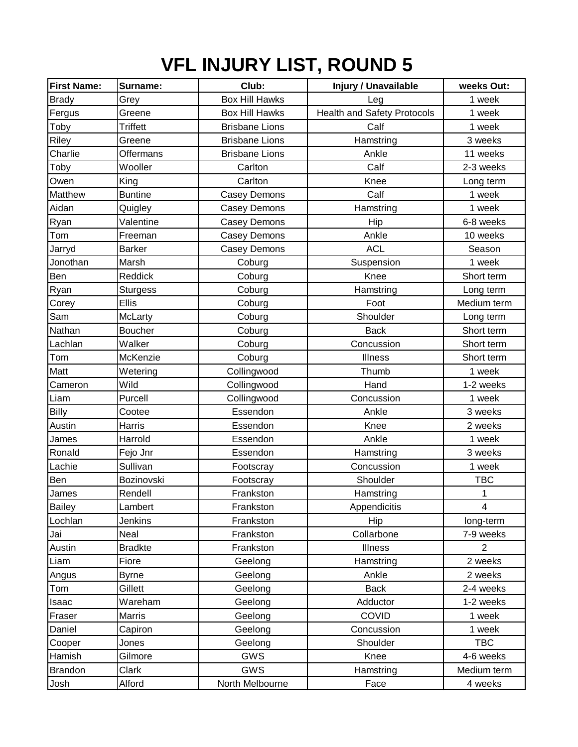# VFL INJURY LIST, ROUND 5

| First Name: | Surname: | Club: | Injury / Unavailable | weeks Out: |
|---|---|---|---|---|
| Brady | Grey | Box Hill Hawks | Leg | 1 week |
| Fergus | Greene | Box Hill Hawks | Health and Safety Protocols | 1 week |
| Toby | Triffett | Brisbane Lions | Calf | 1 week |
| Riley | Greene | Brisbane Lions | Hamstring | 3 weeks |
| Charlie | Offermans | Brisbane Lions | Ankle | 11 weeks |
| Toby | Wooller | Carlton | Calf | 2-3 weeks |
| Owen | King | Carlton | Knee | Long term |
| Matthew | Buntine | Casey Demons | Calf | 1 week |
| Aidan | Quigley | Casey Demons | Hamstring | 1 week |
| Ryan | Valentine | Casey Demons | Hip | 6-8 weeks |
| Tom | Freeman | Casey Demons | Ankle | 10 weeks |
| Jarryd | Barker | Casey Demons | ACL | Season |
| Jonothan | Marsh | Coburg | Suspension | 1 week |
| Ben | Reddick | Coburg | Knee | Short term |
| Ryan | Sturgess | Coburg | Hamstring | Long term |
| Corey | Ellis | Coburg | Foot | Medium term |
| Sam | McLarty | Coburg | Shoulder | Long term |
| Nathan | Boucher | Coburg | Back | Short term |
| Lachlan | Walker | Coburg | Concussion | Short term |
| Tom | McKenzie | Coburg | Illness | Short term |
| Matt | Wetering | Collingwood | Thumb | 1 week |
| Cameron | Wild | Collingwood | Hand | 1-2 weeks |
| Liam | Purcell | Collingwood | Concussion | 1 week |
| Billy | Cootee | Essendon | Ankle | 3 weeks |
| Austin | Harris | Essendon | Knee | 2 weeks |
| James | Harrold | Essendon | Ankle | 1 week |
| Ronald | Fejo Jnr | Essendon | Hamstring | 3 weeks |
| Lachie | Sullivan | Footscray | Concussion | 1 week |
| Ben | Bozinovski | Footscray | Shoulder | TBC |
| James | Rendell | Frankston | Hamstring | 1 |
| Bailey | Lambert | Frankston | Appendicitis | 4 |
| Lochlan | Jenkins | Frankston | Hip | long-term |
| Jai | Neal | Frankston | Collarbone | 7-9 weeks |
| Austin | Bradkte | Frankston | Illness | 2 |
| Liam | Fiore | Geelong | Hamstring | 2 weeks |
| Angus | Byrne | Geelong | Ankle | 2 weeks |
| Tom | Gillett | Geelong | Back | 2-4 weeks |
| Isaac | Wareham | Geelong | Adductor | 1-2 weeks |
| Fraser | Marris | Geelong | COVID | 1 week |
| Daniel | Capiron | Geelong | Concussion | 1 week |
| Cooper | Jones | Geelong | Shoulder | TBC |
| Hamish | Gilmore | GWS | Knee | 4-6 weeks |
| Brandon | Clark | GWS | Hamstring | Medium term |
| Josh | Alford | North Melbourne | Face | 4 weeks |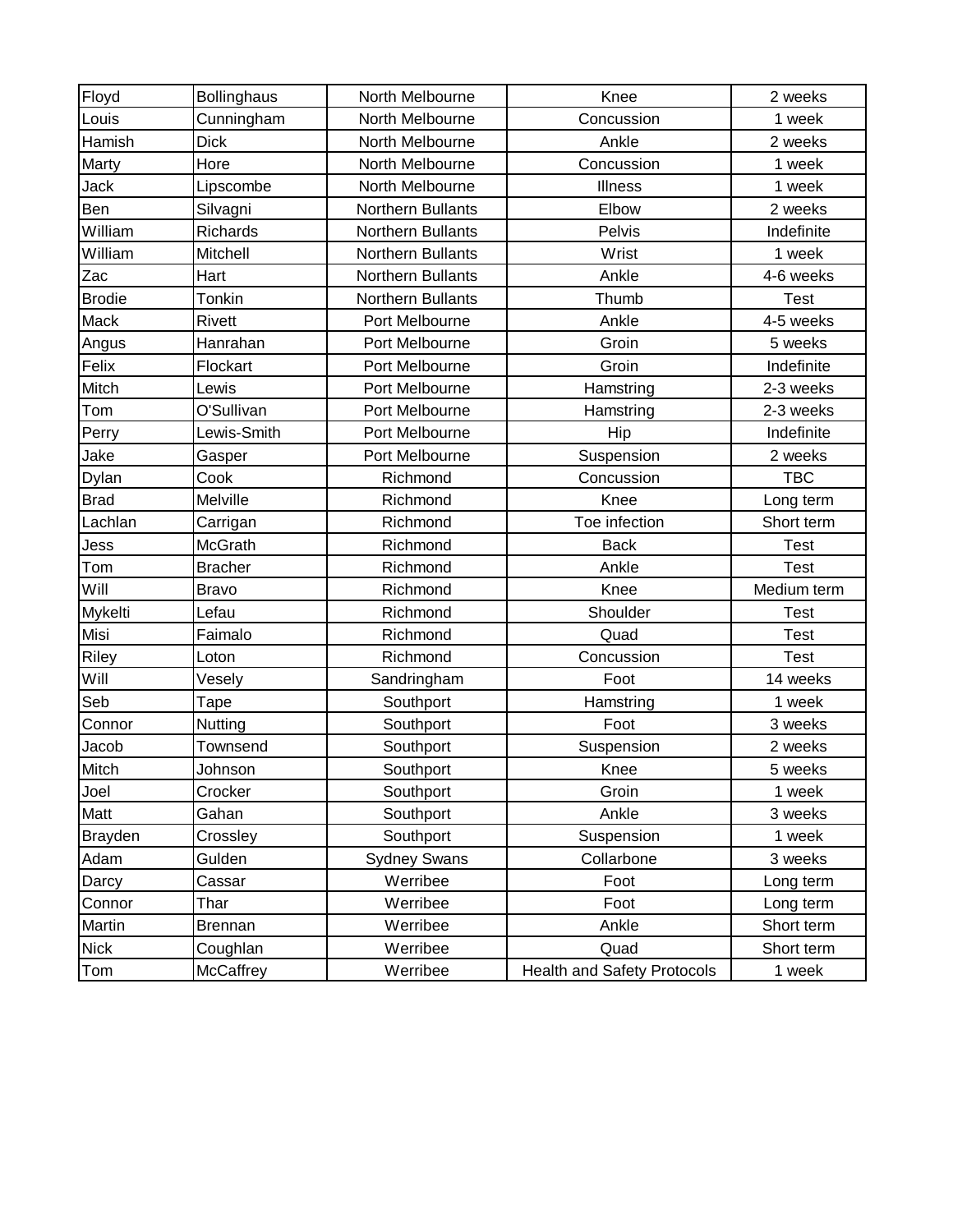| | | | | |
|---|---|---|---|---|
| Floyd | Bollinghaus | North Melbourne | Knee | 2 weeks |
| Louis | Cunningham | North Melbourne | Concussion | 1 week |
| Hamish | Dick | North Melbourne | Ankle | 2 weeks |
| Marty | Hore | North Melbourne | Concussion | 1 week |
| Jack | Lipscombe | North Melbourne | Illness | 1 week |
| Ben | Silvagni | Northern Bullants | Elbow | 2 weeks |
| William | Richards | Northern Bullants | Pelvis | Indefinite |
| William | Mitchell | Northern Bullants | Wrist | 1 week |
| Zac | Hart | Northern Bullants | Ankle | 4-6 weeks |
| Brodie | Tonkin | Northern Bullants | Thumb | Test |
| Mack | Rivett | Port Melbourne | Ankle | 4-5 weeks |
| Angus | Hanrahan | Port Melbourne | Groin | 5 weeks |
| Felix | Flockart | Port Melbourne | Groin | Indefinite |
| Mitch | Lewis | Port Melbourne | Hamstring | 2-3 weeks |
| Tom | O'Sullivan | Port Melbourne | Hamstring | 2-3 weeks |
| Perry | Lewis-Smith | Port Melbourne | Hip | Indefinite |
| Jake | Gasper | Port Melbourne | Suspension | 2 weeks |
| Dylan | Cook | Richmond | Concussion | TBC |
| Brad | Melville | Richmond | Knee | Long term |
| Lachlan | Carrigan | Richmond | Toe infection | Short term |
| Jess | McGrath | Richmond | Back | Test |
| Tom | Bracher | Richmond | Ankle | Test |
| Will | Bravo | Richmond | Knee | Medium term |
| Mykelti | Lefau | Richmond | Shoulder | Test |
| Misi | Faimalo | Richmond | Quad | Test |
| Riley | Loton | Richmond | Concussion | Test |
| Will | Vesely | Sandringham | Foot | 14 weeks |
| Seb | Tape | Southport | Hamstring | 1 week |
| Connor | Nutting | Southport | Foot | 3 weeks |
| Jacob | Townsend | Southport | Suspension | 2 weeks |
| Mitch | Johnson | Southport | Knee | 5 weeks |
| Joel | Crocker | Southport | Groin | 1 week |
| Matt | Gahan | Southport | Ankle | 3 weeks |
| Brayden | Crossley | Southport | Suspension | 1 week |
| Adam | Gulden | Sydney Swans | Collarbone | 3 weeks |
| Darcy | Cassar | Werribee | Foot | Long term |
| Connor | Thar | Werribee | Foot | Long term |
| Martin | Brennan | Werribee | Ankle | Short term |
| Nick | Coughlan | Werribee | Quad | Short term |
| Tom | McCaffrey | Werribee | Health and Safety Protocols | 1 week |